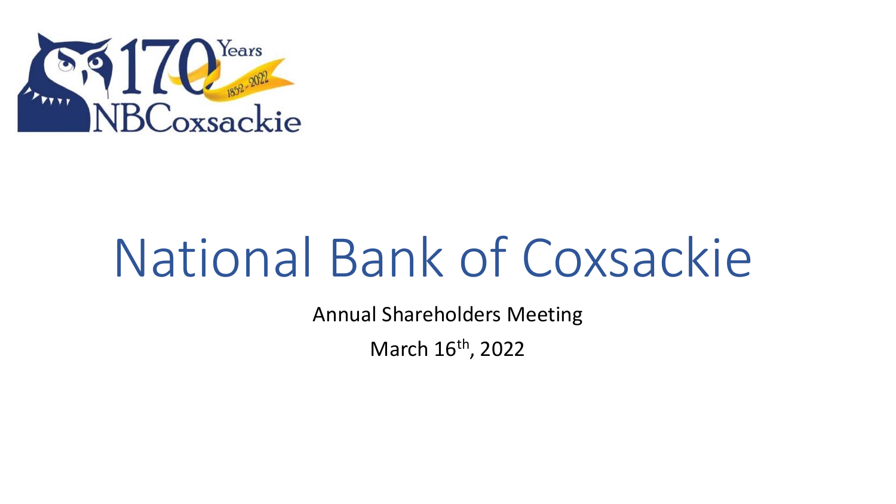# National Bank of Coxsackie

Annual Shareholders Meeting

March 16th, 2022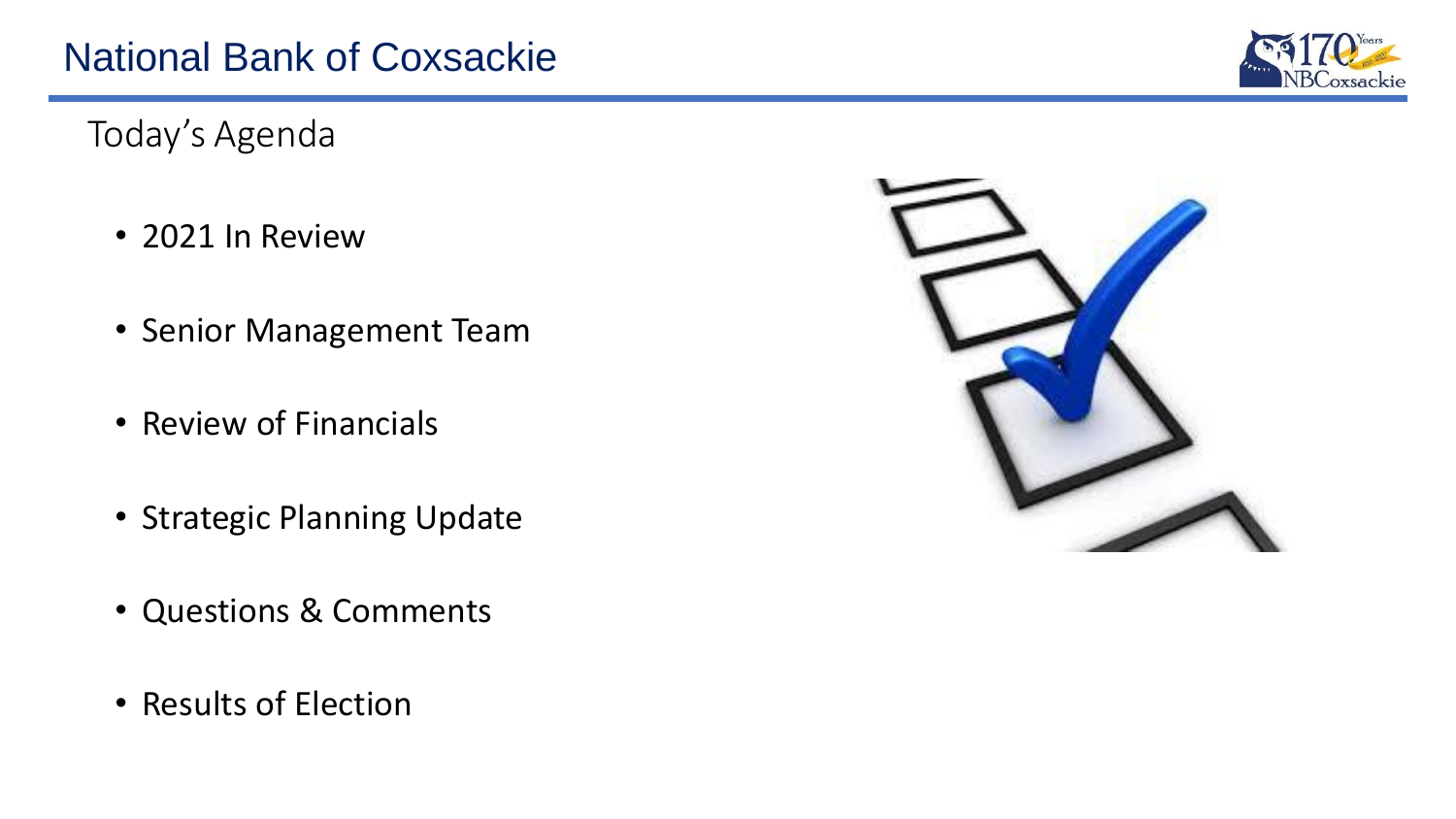# National Bank of Coxsackie

## Today's Agenda

- 2021 In Review
- Senior Management Team
- Review of Financials
- Strategic Planning Update
- Questions & Comments
- Results of Election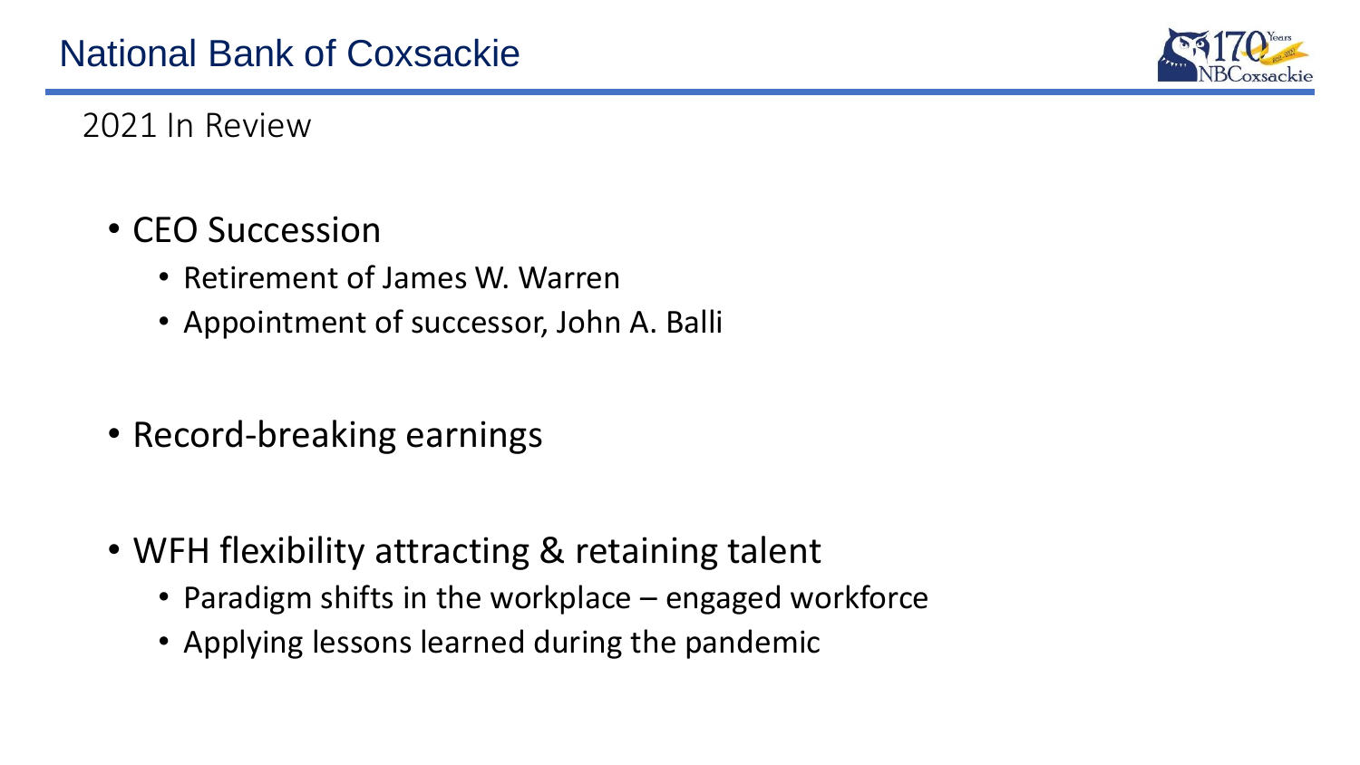# National Bank of Coxsackie

## 2021 In Review

- CEO Succession
  - Retirement of James W. Warren
  - Appointment of successor, John A. Balli
- Record-breaking earnings
- WFH flexibility attracting & retaining talent
  - Paradigm shifts in the workplace – engaged workforce
  - Applying lessons learned during the pandemic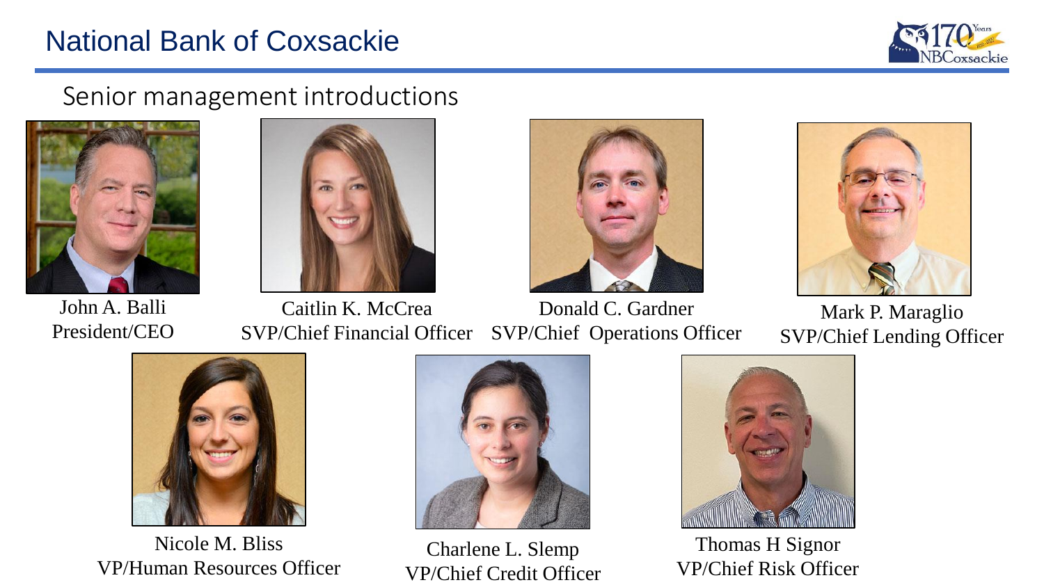# National Bank of Coxsackie

## Senior management introductions

John A. Balli
President/CEO

Caitlin K. McCrea
SVP/Chief Financial Officer

Donald C. Gardner
SVP/Chief Operations Officer

Mark P. Maraglio
SVP/Chief Lending Officer

Nicole M. Bliss
VP/Human Resources Officer

Charlene L. Slemp
VP/Chief Credit Officer

Thomas H Signor
VP/Chief Risk Officer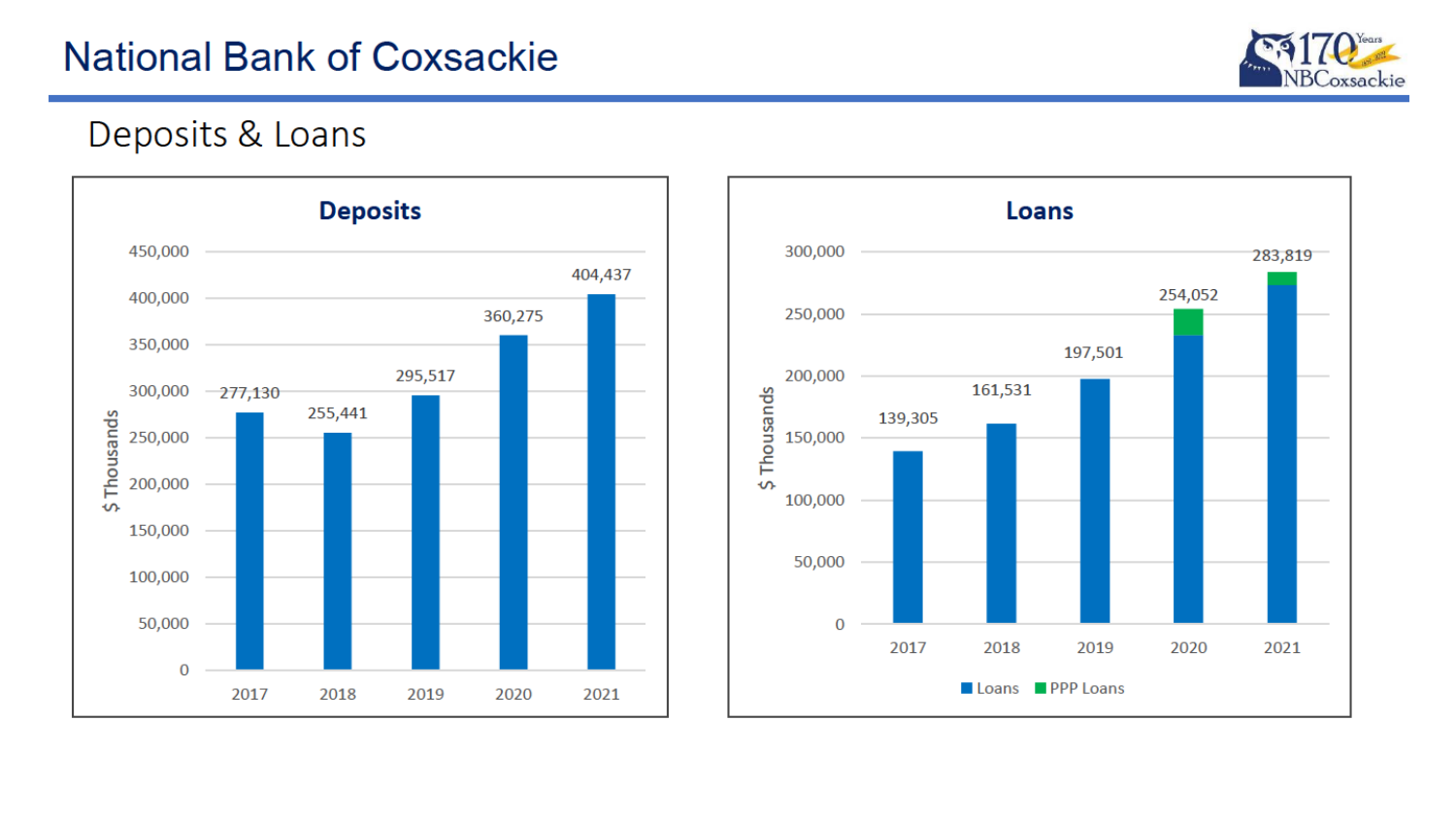# National Bank of Coxsackie

## Deposits & Loans

### Deposits

($ Thousands)

| Year | Deposits |
|---|---|
| 2017 | 277,130 |
| 2018 | 255,441 |
| 2019 | 295,517 |
| 2020 | 360,275 |
| 2021 | 404,437 |

### Loans

($ Thousands)

| Year | Loans (incl. PPP Loans) |
|---|---|
| 2017 | 139,305 |
| 2018 | 161,531 |
| 2019 | 197,501 |
| 2020 | 254,052 |
| 2021 | 283,819 |

Legend: Loans, PPP Loans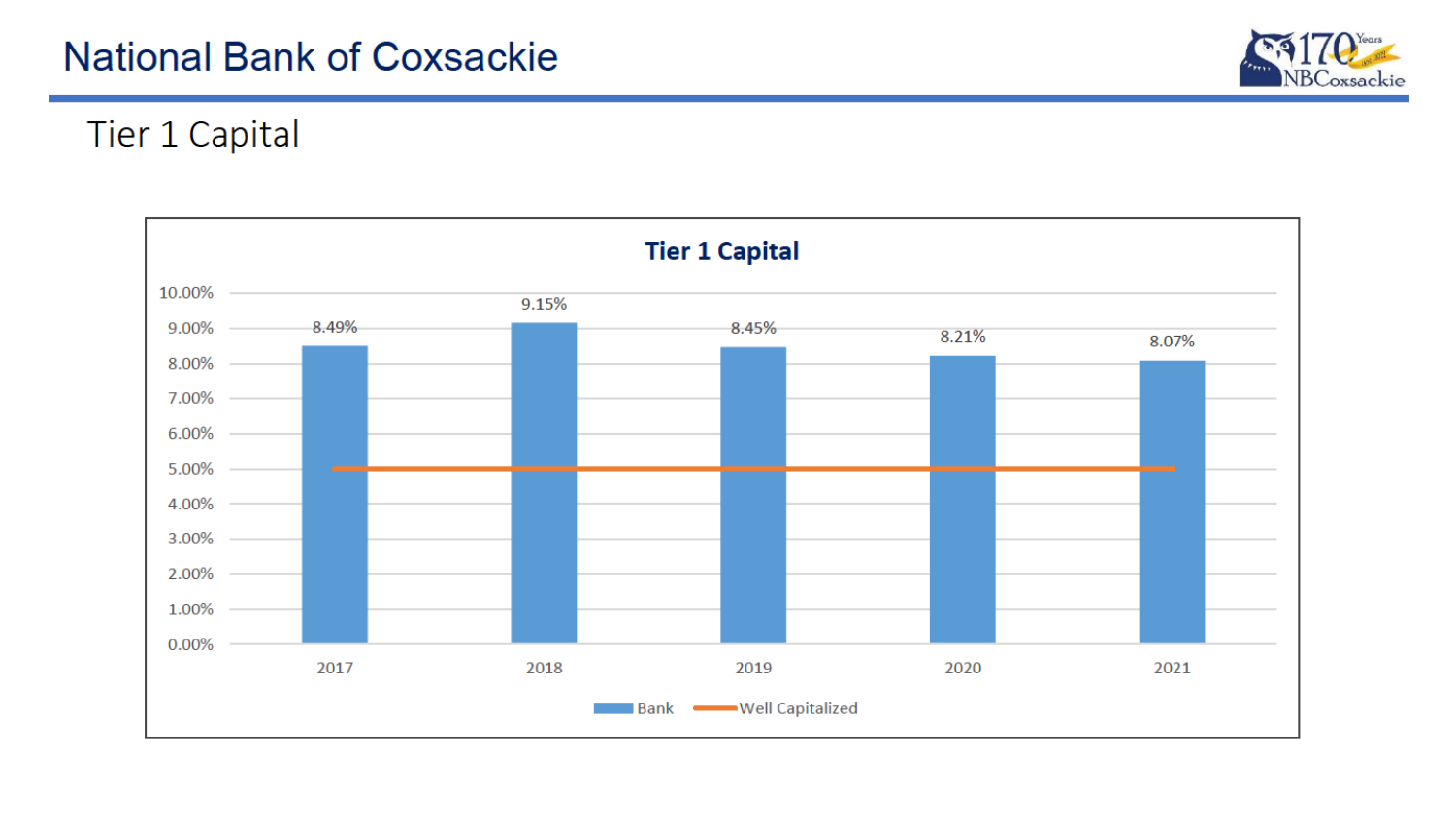# National Bank of Coxsackie

## Tier 1 Capital

**Tier 1 Capital**

| Year | Bank | Well Capitalized |
| --- | --- | --- |
| 2017 | 8.49% | 5.00% |
| 2018 | 9.15% | 5.00% |
| 2019 | 8.45% | 5.00% |
| 2020 | 8.21% | 5.00% |
| 2021 | 8.07% | 5.00% |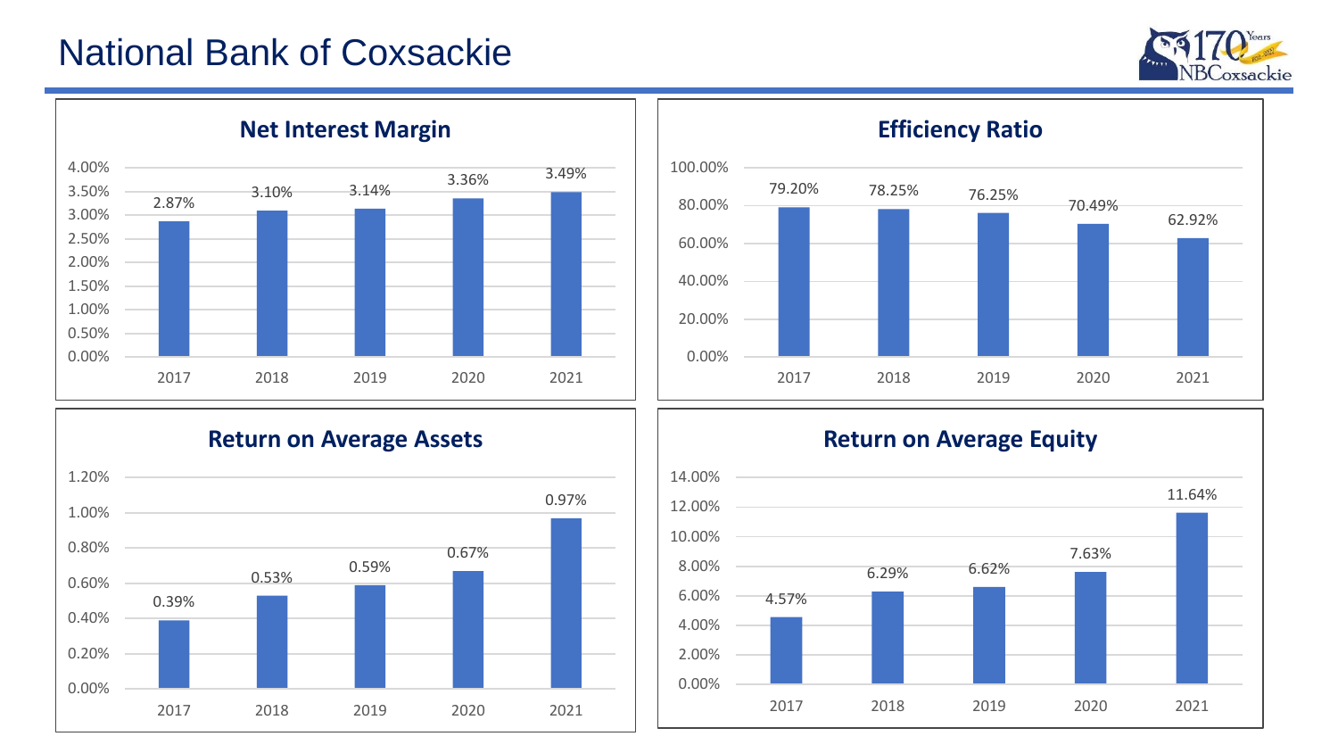# National Bank of Coxsackie

## Net Interest Margin

| Year | Net Interest Margin |
|---|---|
| 2017 | 2.87% |
| 2018 | 3.10% |
| 2019 | 3.14% |
| 2020 | 3.36% |
| 2021 | 3.49% |

## Efficiency Ratio

| Year | Efficiency Ratio |
|---|---|
| 2017 | 79.20% |
| 2018 | 78.25% |
| 2019 | 76.25% |
| 2020 | 70.49% |
| 2021 | 62.92% |

## Return on Average Assets

| Year | Return on Average Assets |
|---|---|
| 2017 | 0.39% |
| 2018 | 0.53% |
| 2019 | 0.59% |
| 2020 | 0.67% |
| 2021 | 0.97% |

## Return on Average Equity

| Year | Return on Average Equity |
|---|---|
| 2017 | 4.57% |
| 2018 | 6.29% |
| 2019 | 6.62% |
| 2020 | 7.63% |
| 2021 | 11.64% |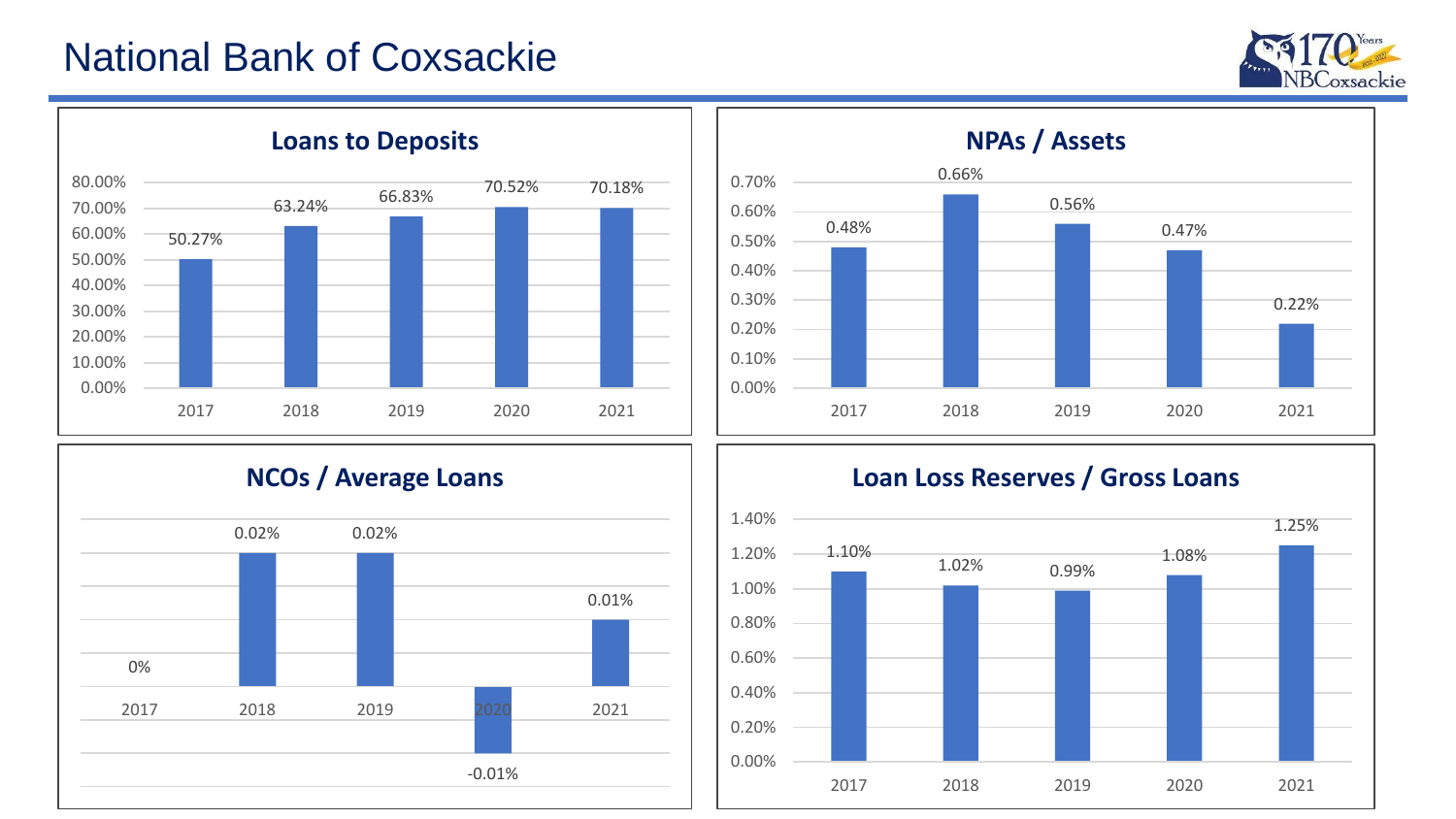# National Bank of Coxsackie

## Loans to Deposits

| 2017 | 2018 | 2019 | 2020 | 2021 |
|---|---|---|---|---|
| 50.27% | 63.24% | 66.83% | 70.52% | 70.18% |

## NPAs / Assets

| 2017 | 2018 | 2019 | 2020 | 2021 |
|---|---|---|---|---|
| 0.48% | 0.66% | 0.56% | 0.47% | 0.22% |

## NCOs / Average Loans

| 2017 | 2018 | 2019 | 2020 | 2021 |
|---|---|---|---|---|
| 0% | 0.02% | 0.02% | -0.01% | 0.01% |

## Loan Loss Reserves / Gross Loans

| 2017 | 2018 | 2019 | 2020 | 2021 |
|---|---|---|---|---|
| 1.10% | 1.02% | 0.99% | 1.08% | 1.25% |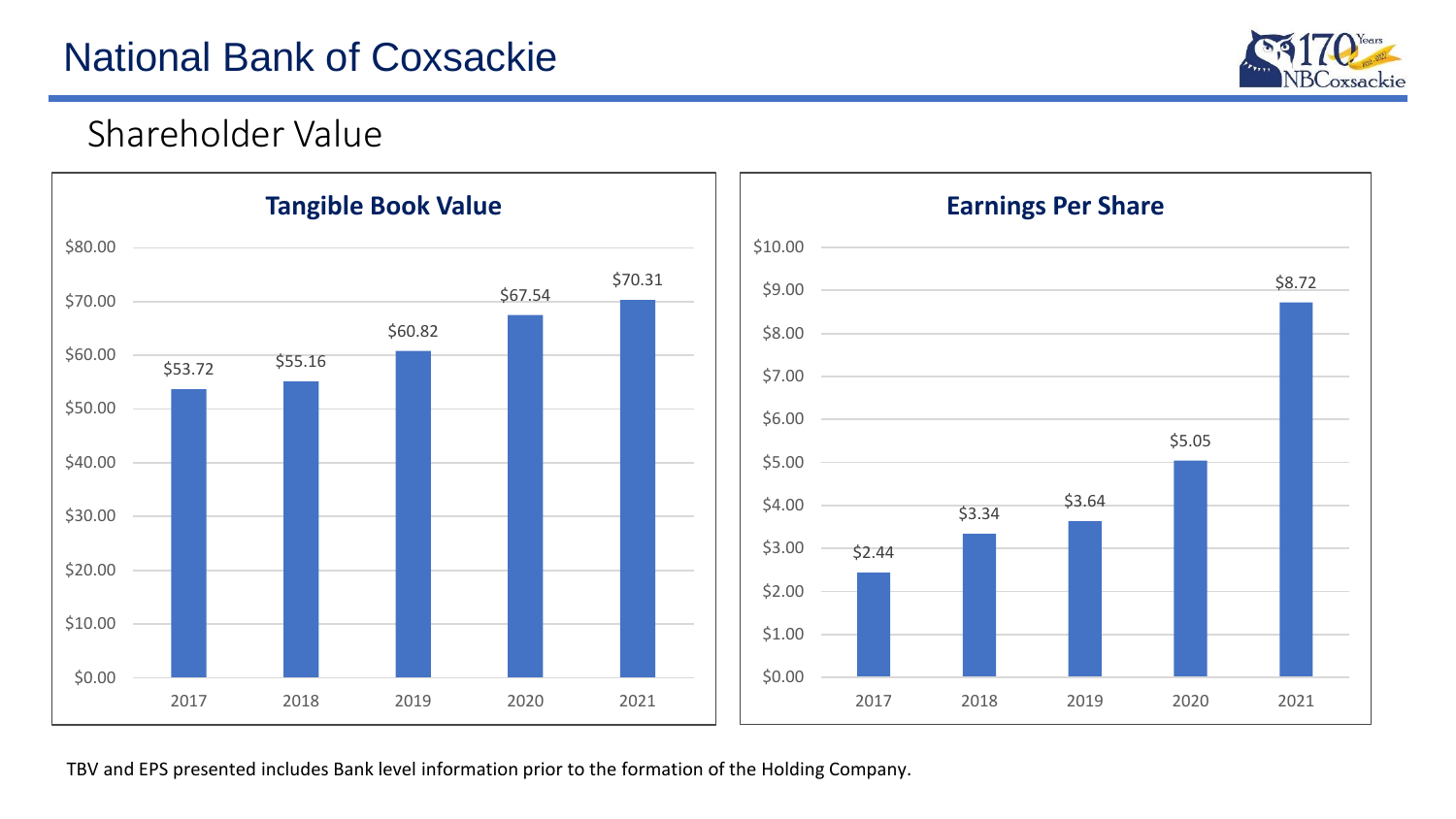# National Bank of Coxsackie

## Shareholder Value

### Tangible Book Value

| Year | Tangible Book Value |
| --- | --- |
| 2017 | $53.72 |
| 2018 | $55.16 |
| 2019 | $60.82 |
| 2020 | $67.54 |
| 2021 | $70.31 |

### Earnings Per Share

| Year | Earnings Per Share |
| --- | --- |
| 2017 | $2.44 |
| 2018 | $3.34 |
| 2019 | $3.64 |
| 2020 | $5.05 |
| 2021 | $8.72 |

TBV and EPS presented includes Bank level information prior to the formation of the Holding Company.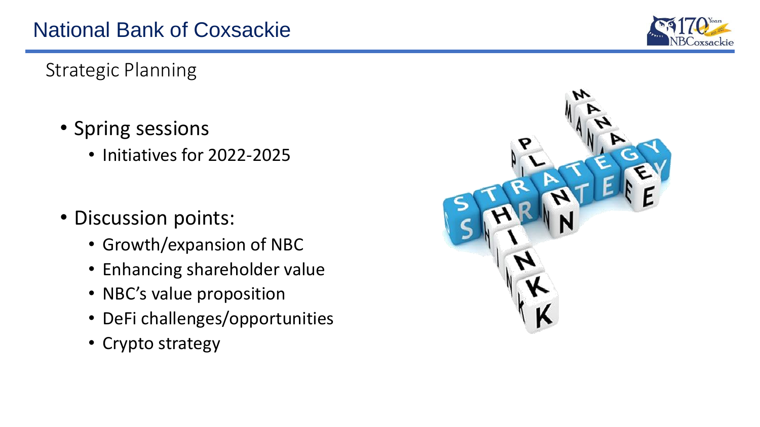# National Bank of Coxsackie

## Strategic Planning

- Spring sessions
  - Initiatives for 2022-2025
- Discussion points:
  - Growth/expansion of NBC
  - Enhancing shareholder value
  - NBC's value proposition
  - DeFi challenges/opportunities
  - Crypto strategy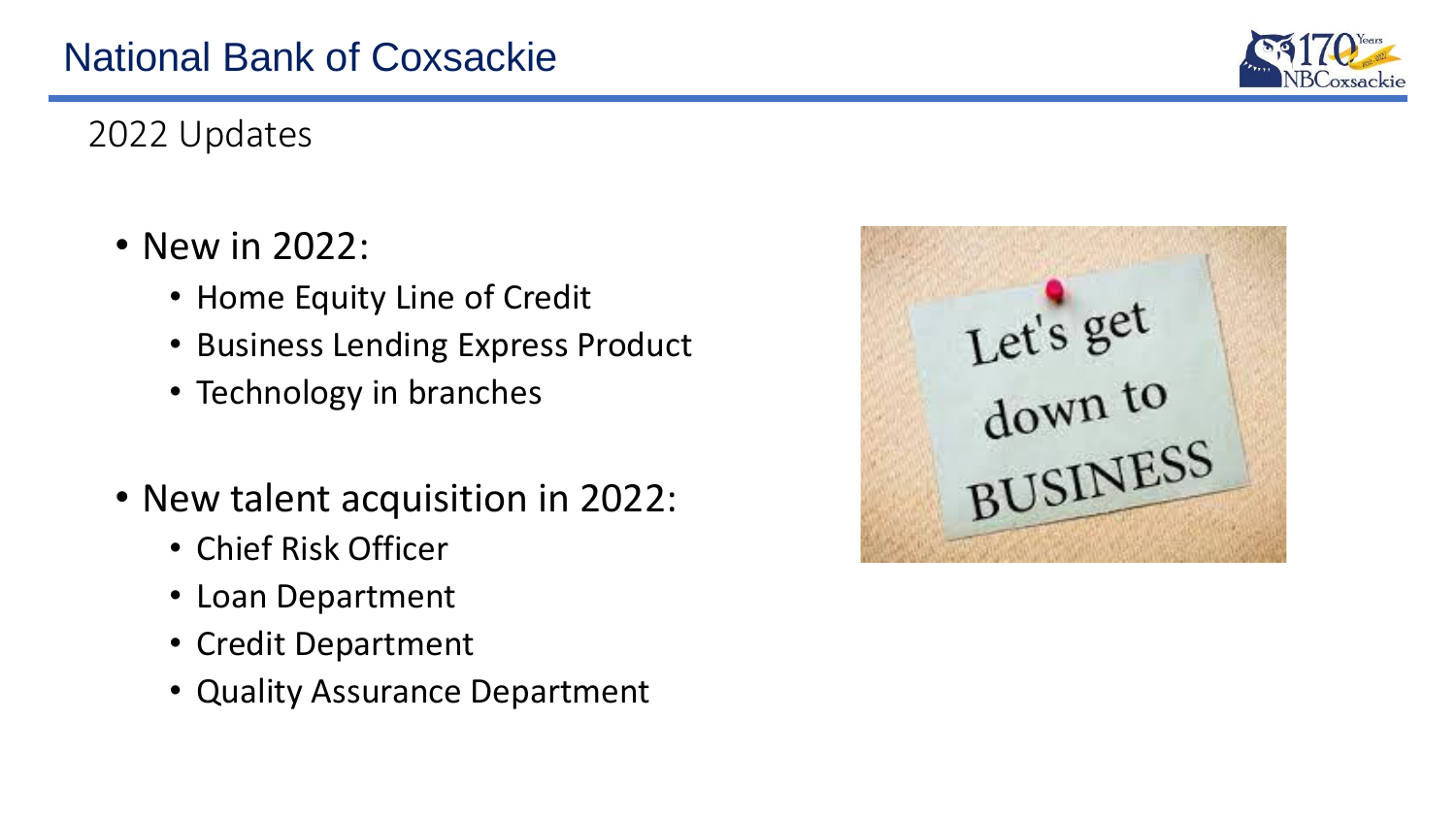# National Bank of Coxsackie

## 2022 Updates

- New in 2022:
  - Home Equity Line of Credit
  - Business Lending Express Product
  - Technology in branches

- New talent acquisition in 2022:
  - Chief Risk Officer
  - Loan Department
  - Credit Department
  - Quality Assurance Department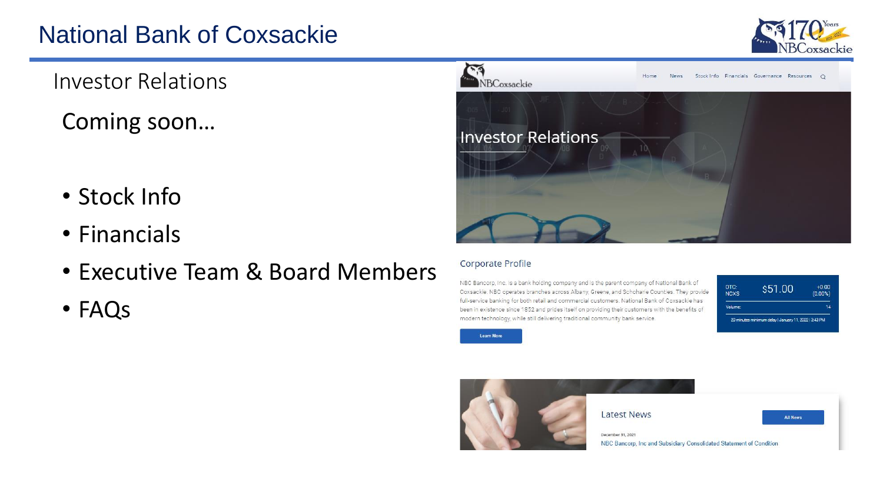# National Bank of Coxsackie

## Investor Relations

Coming soon…

- Stock Info
- Financials
- Executive Team & Board Members
- FAQs

NBCoxsackie

Home News Stock Info Financials Governance Resources

### Investor Relations

#### Corporate Profile

NBC Bancorp, Inc. is a bank holding company and is the parent company of National Bank of Coxsackie. NBC operates branches across Albany, Greene, and Schoharie Counties. They provide full-service banking for both retail and commercial customers. National Bank of Coxsackie has been in existence since 1852 and prides itself on providing their customers with the benefits of modern technology, while still delivering traditional community bank service.

Learn More

| OTC: NCXS | $51.00 | +0.00 (0.00%) |
| --- | --- | --- |
| Volume: | | 14 |

20 minutes minimum delay | January 11, 2022 | 3:43 PM

#### Latest News

All News

December 31, 2021

NBC Bancorp, Inc and Subsidiary Consolidated Statement of Condition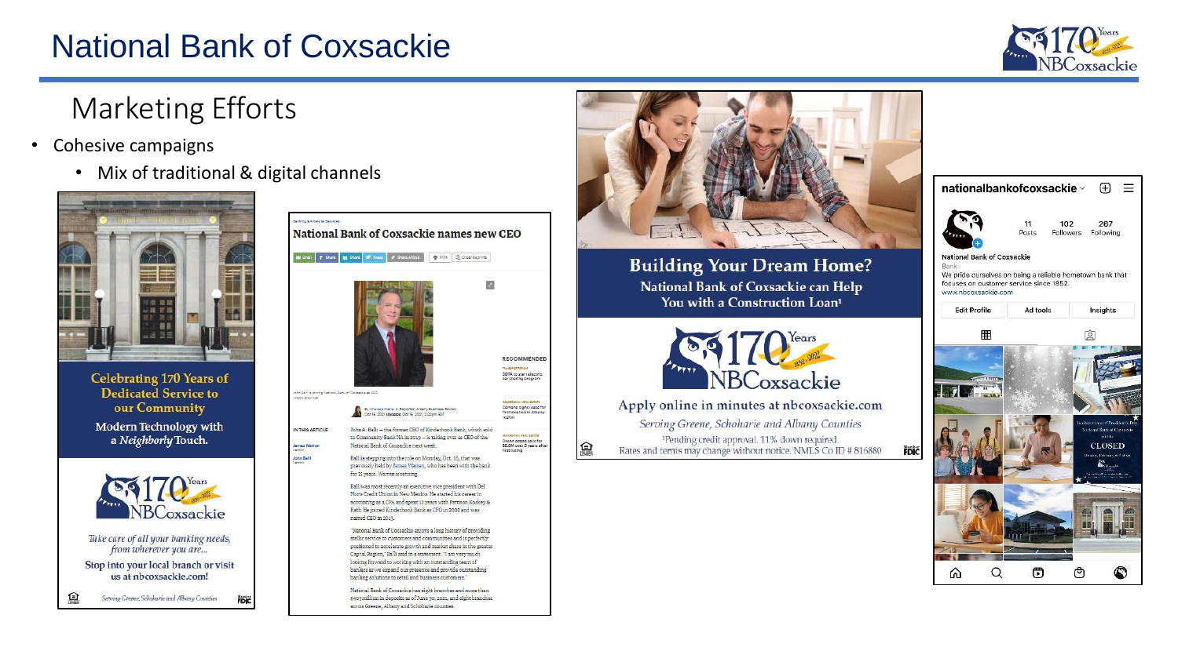# National Bank of Coxsackie

## Marketing Efforts

- Cohesive campaigns
  - Mix of traditional & digital channels

Celebrating 170 Years of Dedicated Service to our Community

Modern Technology with a *Neighborly* Touch.

170 Years 1852-2022 NBCoxsackie

*Take care of all your banking needs, from wherever you are...*

Stop into your local branch or visit us at nbcoxsackie.com!

*Serving Greene, Schoharie and Albany Counties*

### National Bank of Coxsackie names new CEO

John A. Balli – the former CEO of Kinderhook Bank, which sold to Community Bank NA in 2019 – is taking over as CEO of the National Bank of Coxsackie next week.

Balli is stepping into the role on Monday, Oct. 18, that was previously held by James Warren, who has been with the bank for 21 years. Warren is retiring.

Balli was most recently an executive vice president with Del Norte Credit Union in New Mexico. He started his career in accounting as a CPA and spent 12 years with Pattison Koskey & Rath. He joined Kinderhook Bank as CFO in 2008 and was named CEO in 2013.

"National Bank of Coxsackie enjoys a long history of providing stellar service to customers and communities and is perfectly positioned to accelerate growth and market share in the greater Capital Region," Balli said in a statement. "I am very much looking forward to working with an outstanding team of bankers as we expand our presence and provide outstanding banking solutions to retail and business customers."

National Bank of Coxsackie has eight branches and more than $405 million in deposits as of June 30, 2021, and eight branches across Greene, Albany and Schoharie counties.

### Building Your Dream Home?

National Bank of Coxsackie can Help You with a Construction Loan[1]

170 Years 1852-2022 NBCoxsackie

Apply online in minutes at nbcoxsackie.com

*Serving Greene, Schoharie and Albany Counties*

[1]Pending credit approval. 11% down required.

Rates and terms may change without notice. NMLS Co ID # 816880

nationalbankofcoxsackie

11 Posts | 102 Followers | 267 Following

National Bank of Coxsackie

Bank

We pride ourselves on being a reliable hometown bank that focuses on customer service since 1852.

www.nbcoxsackie.com

Edit Profile | Ad tools | Insights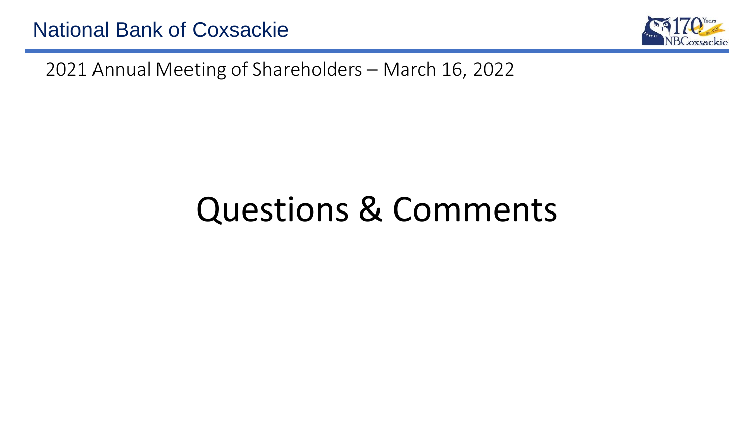National Bank of Coxsackie

2021 Annual Meeting of Shareholders – March 16, 2022

# Questions & Comments